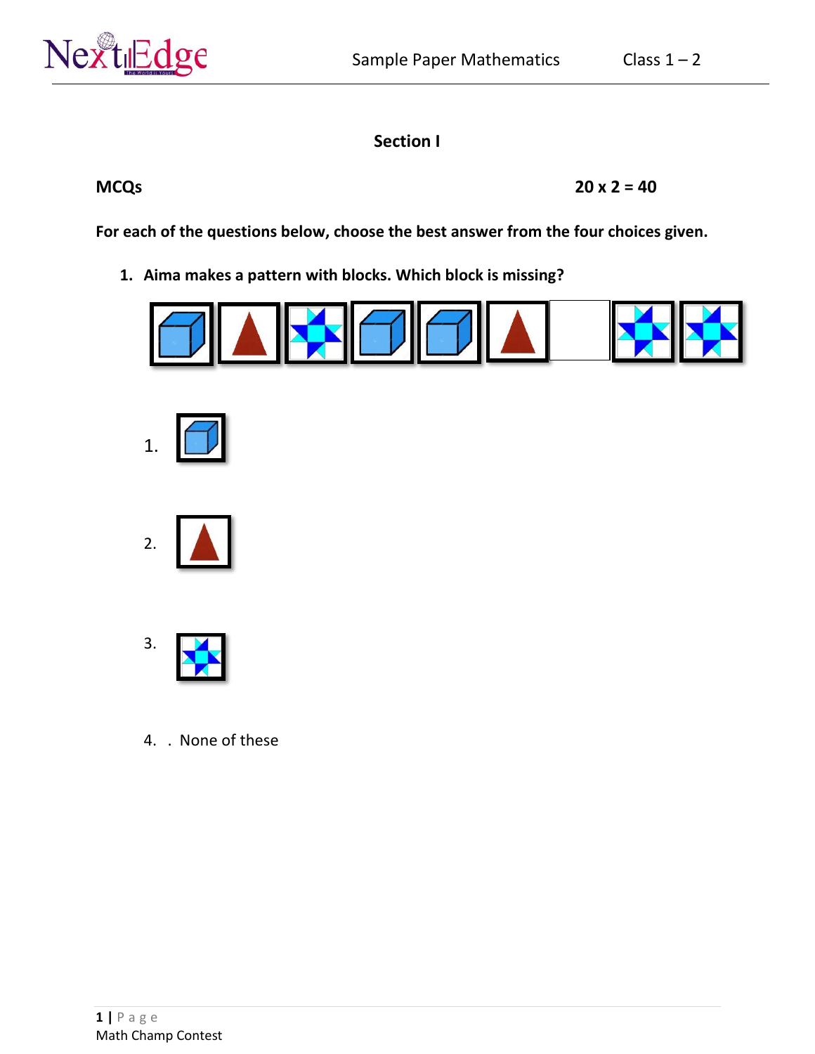## Section I

**MCQs** **20 x 2 = 40**

**For each of the questions below, choose the best answer from the four choices given.**

1. **Aima makes a pattern with blocks. Which block is missing?**

1.

2.

3.

4. . None of these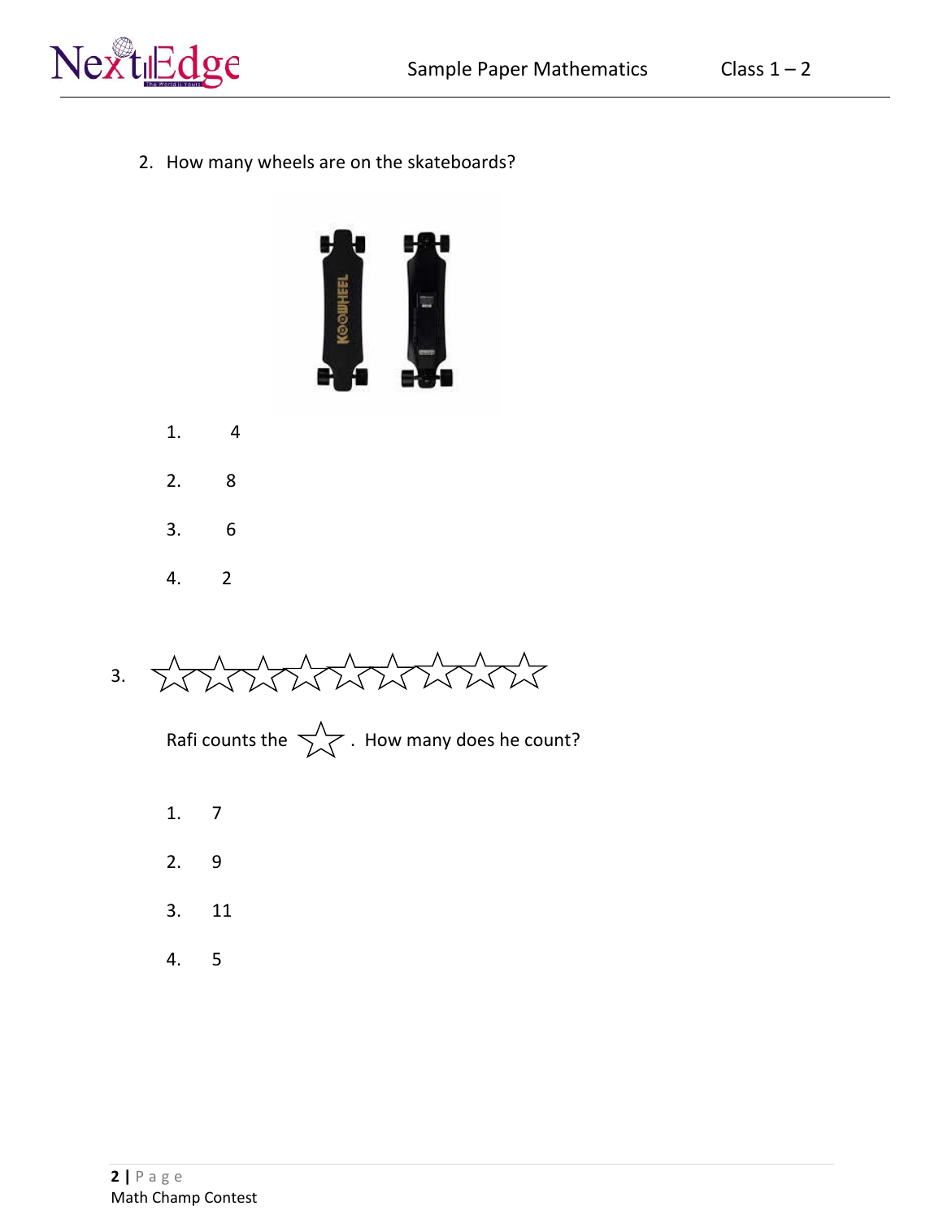2. How many wheels are on the skateboards?

   1. 4
   2. 8
   3. 6
   4. 2

3. ☆☆☆☆☆☆☆☆☆

   Rafi counts the ☆. How many does he count?

   1. 7
   2. 9
   3. 11
   4. 5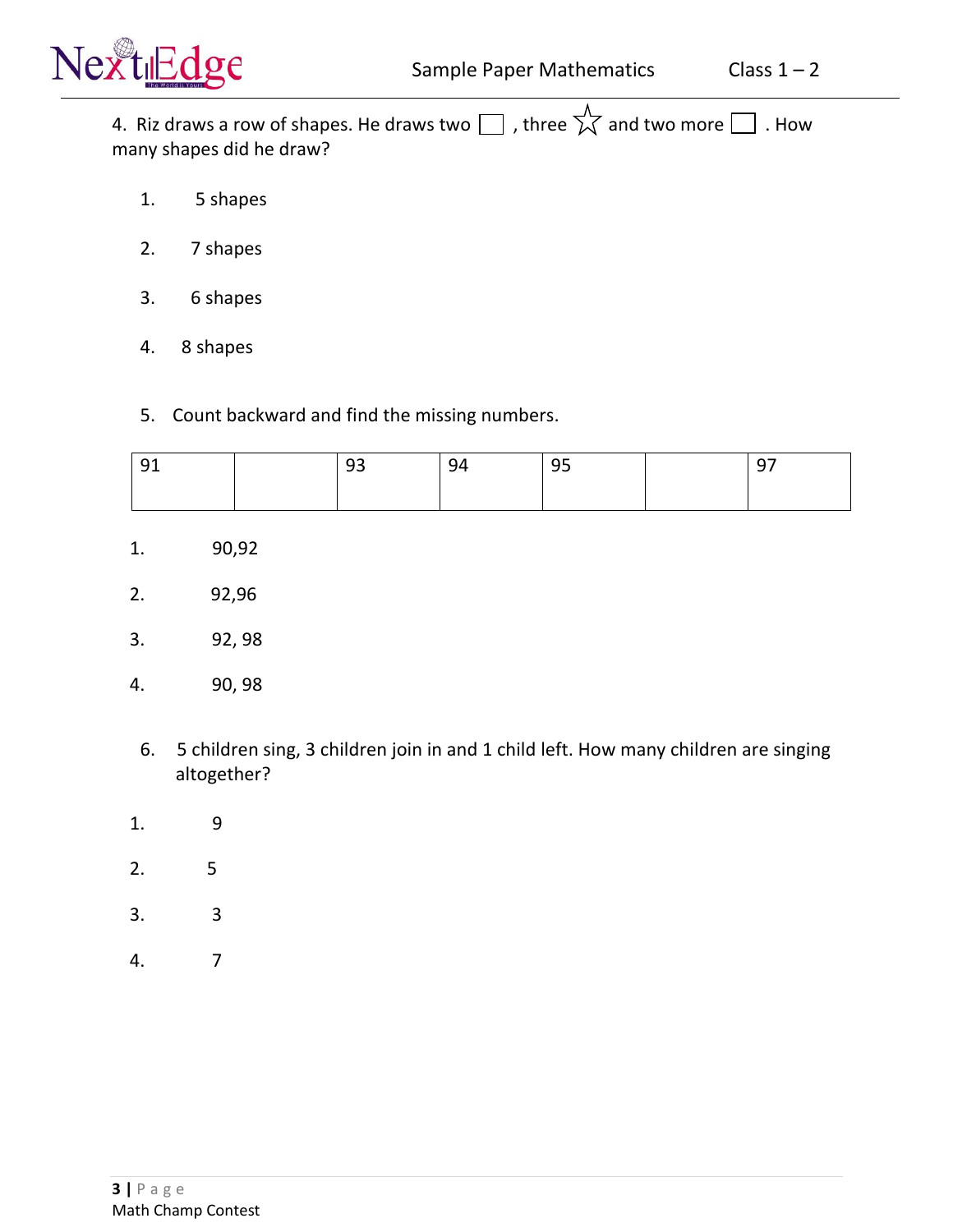4. Riz draws a row of shapes. He draws two ☐ , three ☆ and two more ☐ . How many shapes did he draw?

1. 5 shapes
2. 7 shapes
3. 6 shapes
4. 8 shapes

5. Count backward and find the missing numbers.

| 91 | | 93 | 94 | 95 | | 97 |
|---|---|---|---|---|---|---|

1. 90,92
2. 92,96
3. 92, 98
4. 90, 98

6. 5 children sing, 3 children join in and 1 child left. How many children are singing altogether?

1. 9
2. 5
3. 3
4. 7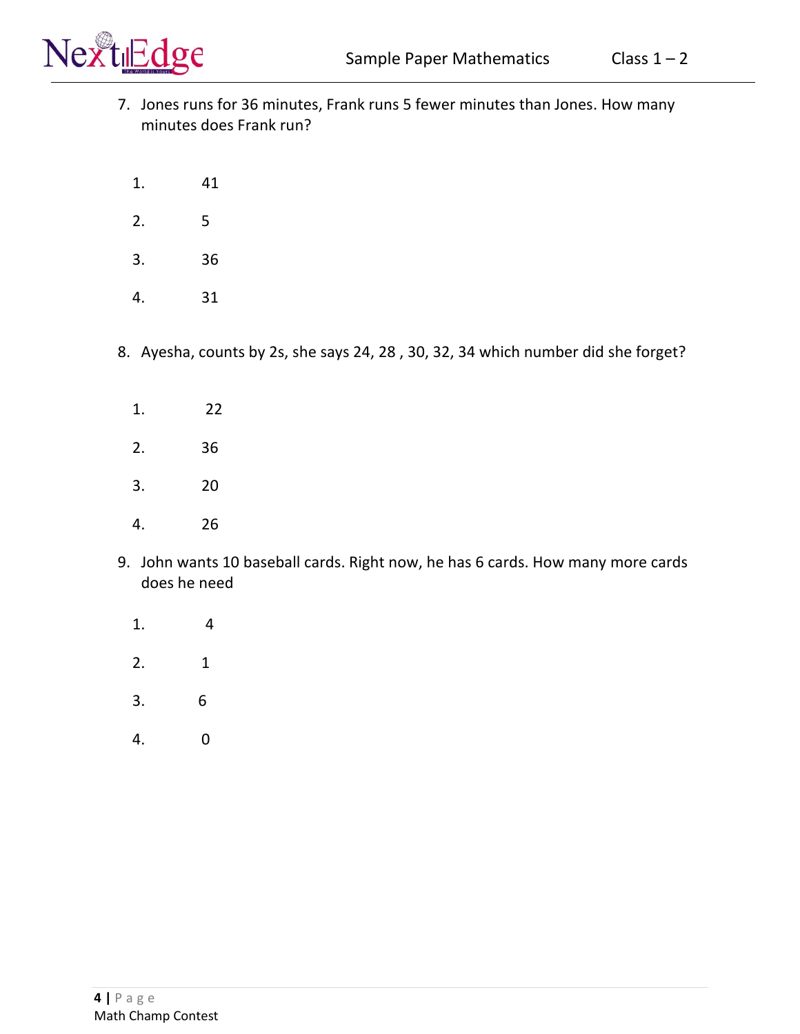7. Jones runs for 36 minutes, Frank runs 5 fewer minutes than Jones. How many minutes does Frank run?

   1. 41
   2. 5
   3. 36
   4. 31

8. Ayesha, counts by 2s, she says 24, 28 , 30, 32, 34 which number did she forget?

   1. 22
   2. 36
   3. 20
   4. 26

9. John wants 10 baseball cards. Right now, he has 6 cards. How many more cards does he need

   1. 4
   2. 1
   3. 6
   4. 0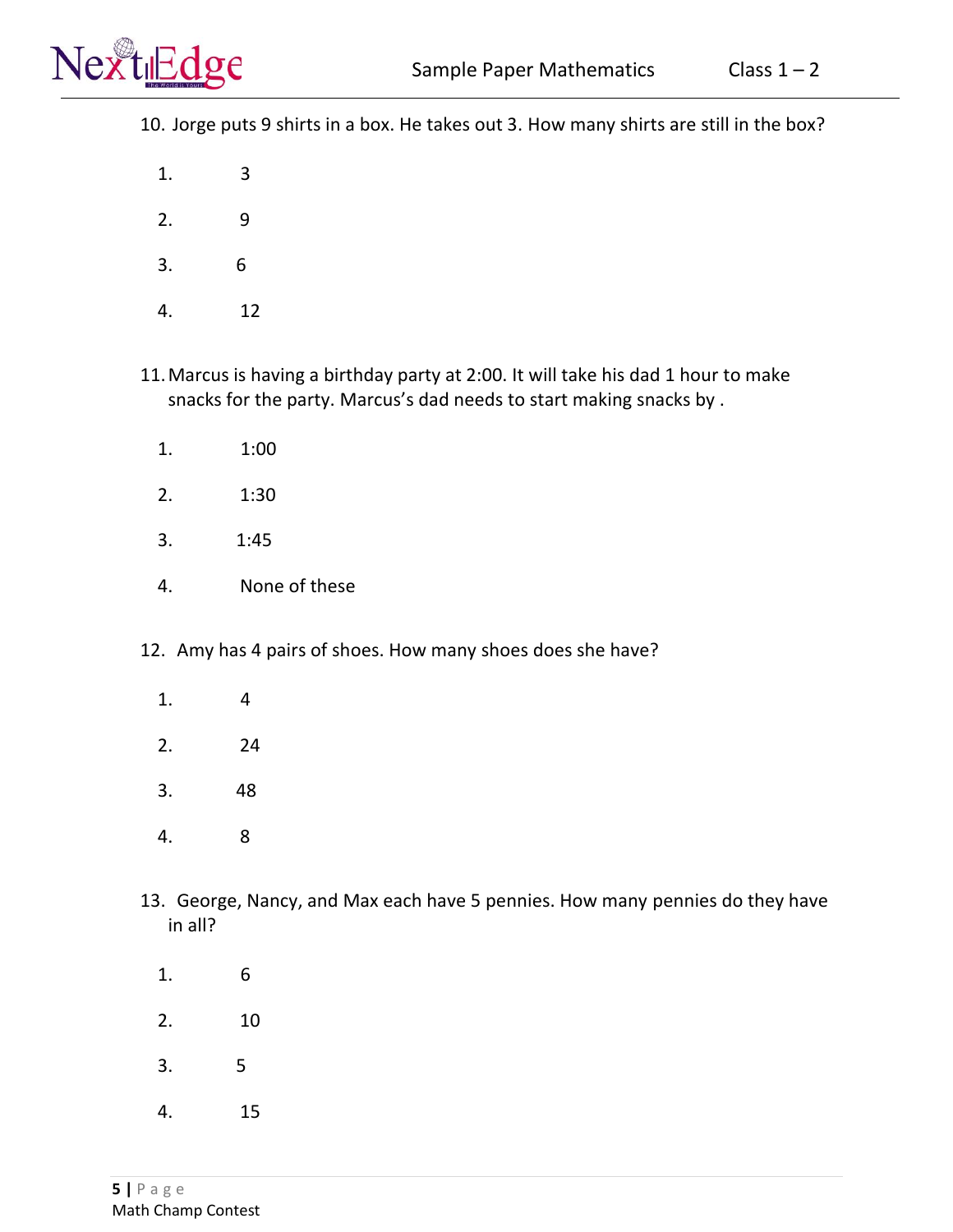10. Jorge puts 9 shirts in a box. He takes out 3. How many shirts are still in the box?

    1. 3
    2. 9
    3. 6
    4. 12

11. Marcus is having a birthday party at 2:00. It will take his dad 1 hour to make snacks for the party. Marcus's dad needs to start making snacks by .

    1. 1:00
    2. 1:30
    3. 1:45
    4. None of these

12. Amy has 4 pairs of shoes. How many shoes does she have?

    1. 4
    2. 24
    3. 48
    4. 8

13. George, Nancy, and Max each have 5 pennies. How many pennies do they have in all?

    1. 6
    2. 10
    3. 5
    4. 15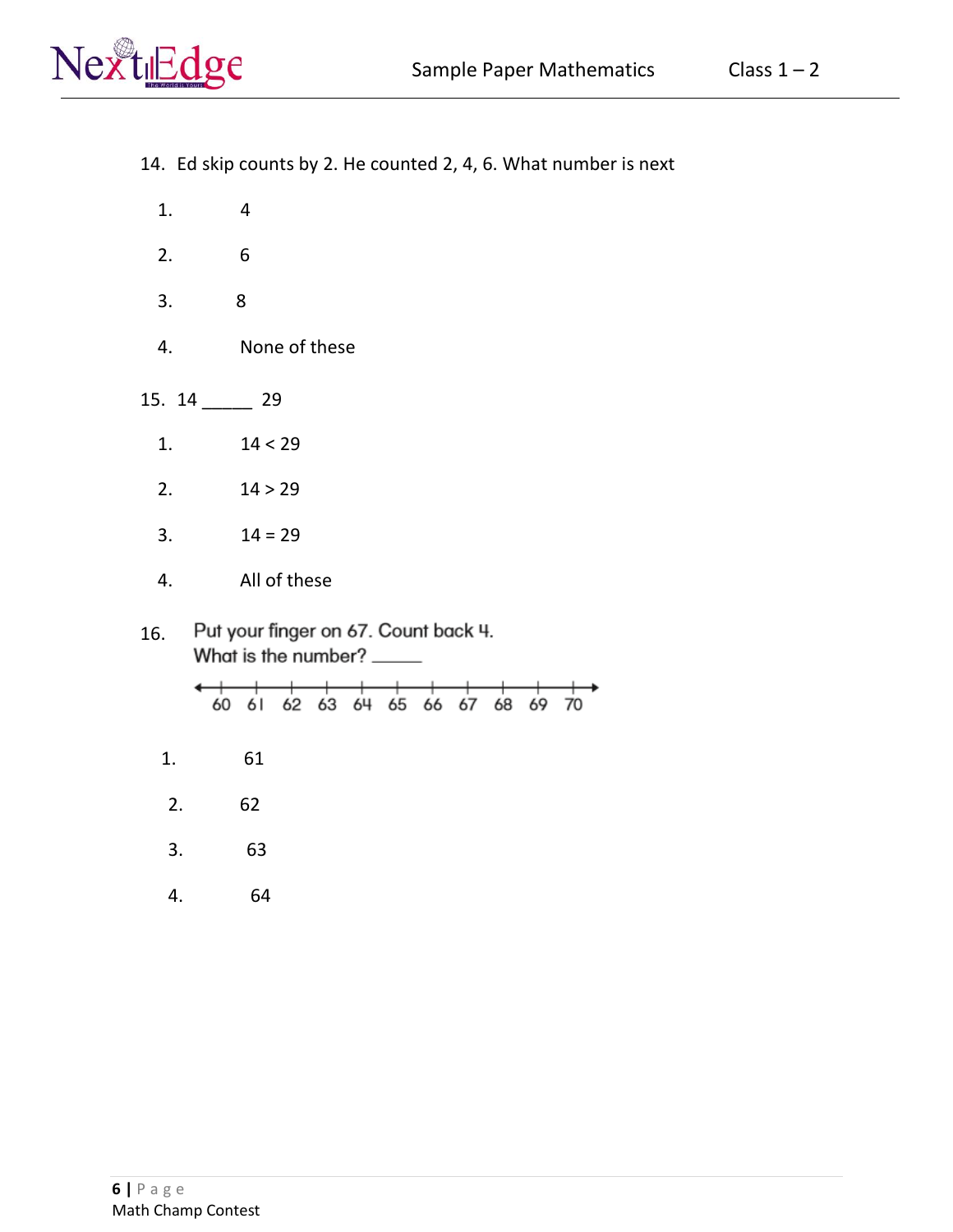14. Ed skip counts by 2. He counted 2, 4, 6. What number is next

   1. 4
   2. 6
   3. 8
   4. None of these

15. 14 _____ 29

   1. 14 < 29
   2. 14 > 29
   3. 14 = 29
   4. All of these

16. Put your finger on 67. Count back 4.
    What is the number? _____

    60 61 62 63 64 65 66 67 68 69 70

   1. 61
   2. 62
   3. 63
   4. 64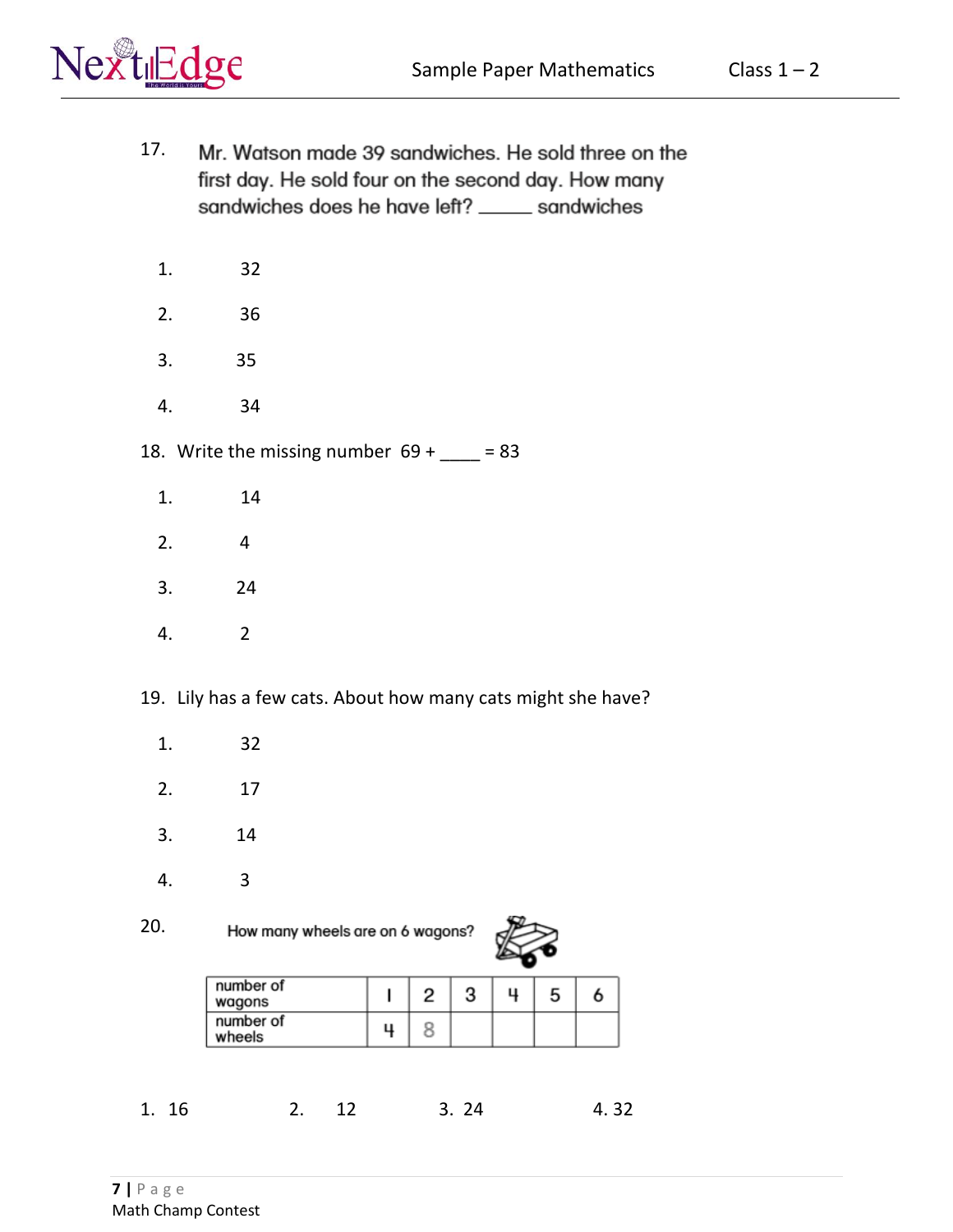17. Mr. Watson made 39 sandwiches. He sold three on the first day. He sold four on the second day. How many sandwiches does he have left? _____ sandwiches

1. 32
2. 36
3. 35
4. 34

18. Write the missing number 69 + ____ = 83

1. 14
2. 4
3. 24
4. 2

19. Lily has a few cats. About how many cats might she have?

1. 32
2. 17
3. 14
4. 3

20. How many wheels are on 6 wagons?

| number of wagons | 1 | 2 | 3 | 4 | 5 | 6 |
|---|---|---|---|---|---|---|
| number of wheels | 4 | 8 | | | | |

1. 16 2. 12 3. 24 4. 32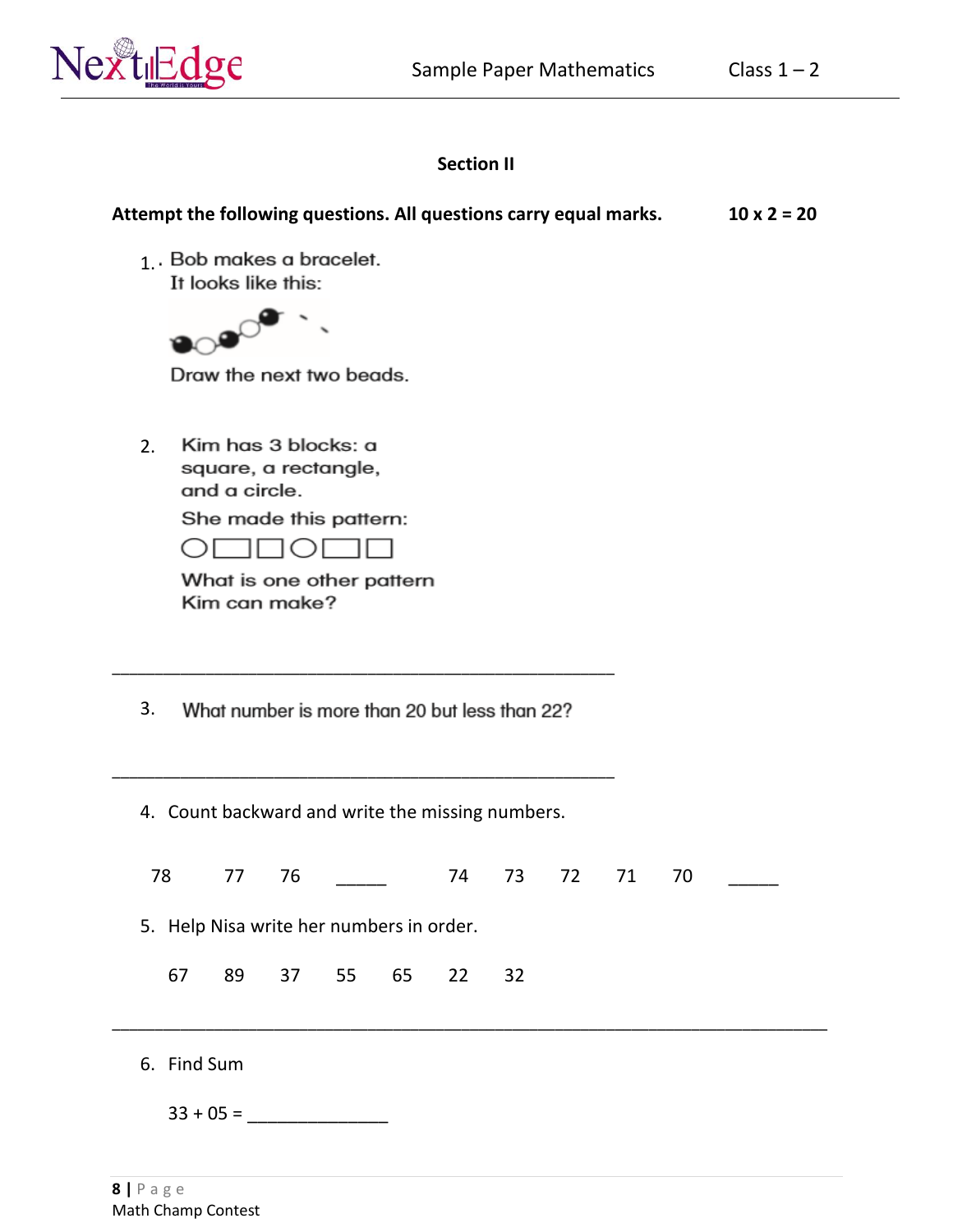## Section II

**Attempt the following questions. All questions carry equal marks.** **10 x 2 = 20**

1. Bob makes a bracelet.
   It looks like this:

   Draw the next two beads.

2. Kim has 3 blocks: a square, a rectangle, and a circle.
   She made this pattern:

   What is one other pattern Kim can make?

_______________________________________________

3. What number is more than 20 but less than 22?

_______________________________________________

4. Count backward and write the missing numbers.

   78 77 76 _____ 74 73 72 71 70 _____

5. Help Nisa write her numbers in order.

   67 89 37 55 65 22 32

_______________________________________________________________

6. Find Sum

   33 + 05 = ______________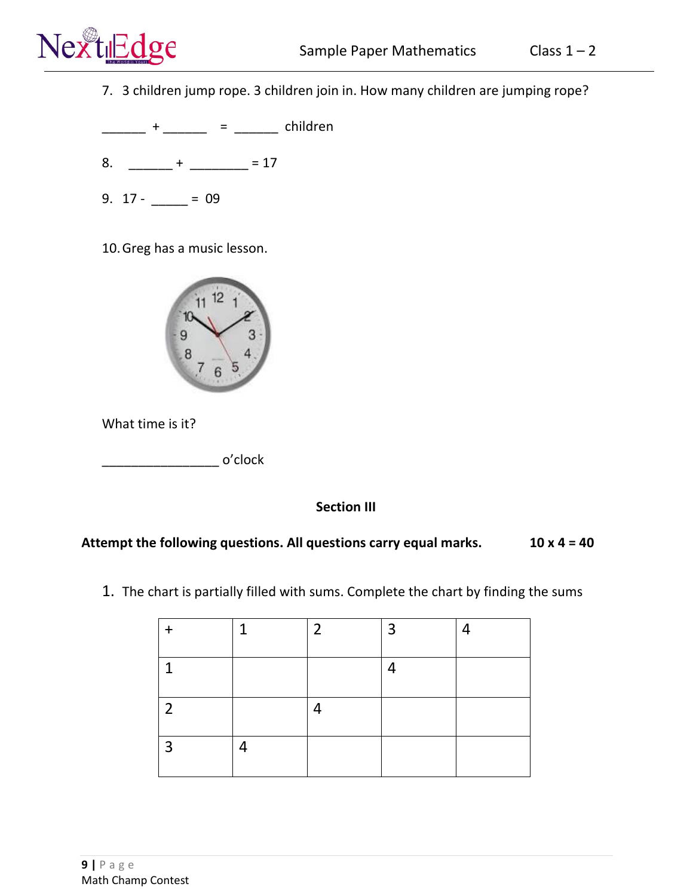7. 3 children jump rope. 3 children join in. How many children are jumping rope?

______ + ______ = ______ children

8. ______ + ________ = 17

9. 17 - _____ = 09

10. Greg has a music lesson.

What time is it?

________________ o'clock

## Section III

**Attempt the following questions. All questions carry equal marks. 10 x 4 = 40**

1. The chart is partially filled with sums. Complete the chart by finding the sums

| + | 1 | 2 | 3 | 4 |
|---|---|---|---|---|
| 1 | | | 4 | |
| 2 | | 4 | | |
| 3 | 4 | | | |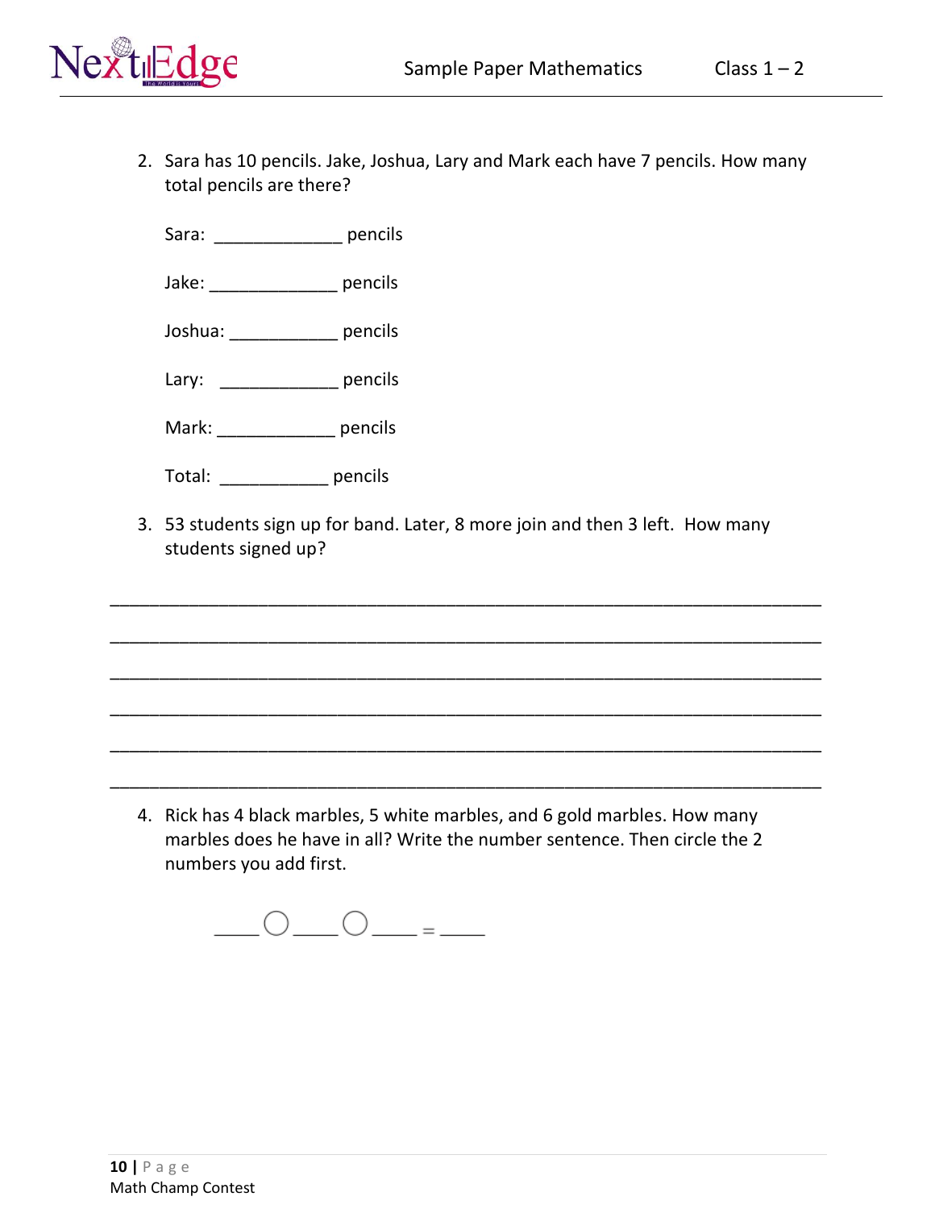2. Sara has 10 pencils. Jake, Joshua, Lary and Mark each have 7 pencils. How many total pencils are there?

   Sara: _____________ pencils

   Jake: _____________ pencils

   Joshua: ___________ pencils

   Lary: ____________ pencils

   Mark: ____________ pencils

   Total: ___________ pencils

3. 53 students sign up for band. Later, 8 more join and then 3 left. How many students signed up?

_________________________________________________________________________

_________________________________________________________________________

_________________________________________________________________________

_________________________________________________________________________

_________________________________________________________________________

_________________________________________________________________________

4. Rick has 4 black marbles, 5 white marbles, and 6 gold marbles. How many marbles does he have in all? Write the number sentence. Then circle the 2 numbers you add first.

   _____ ○ _____ ○ _____ = _____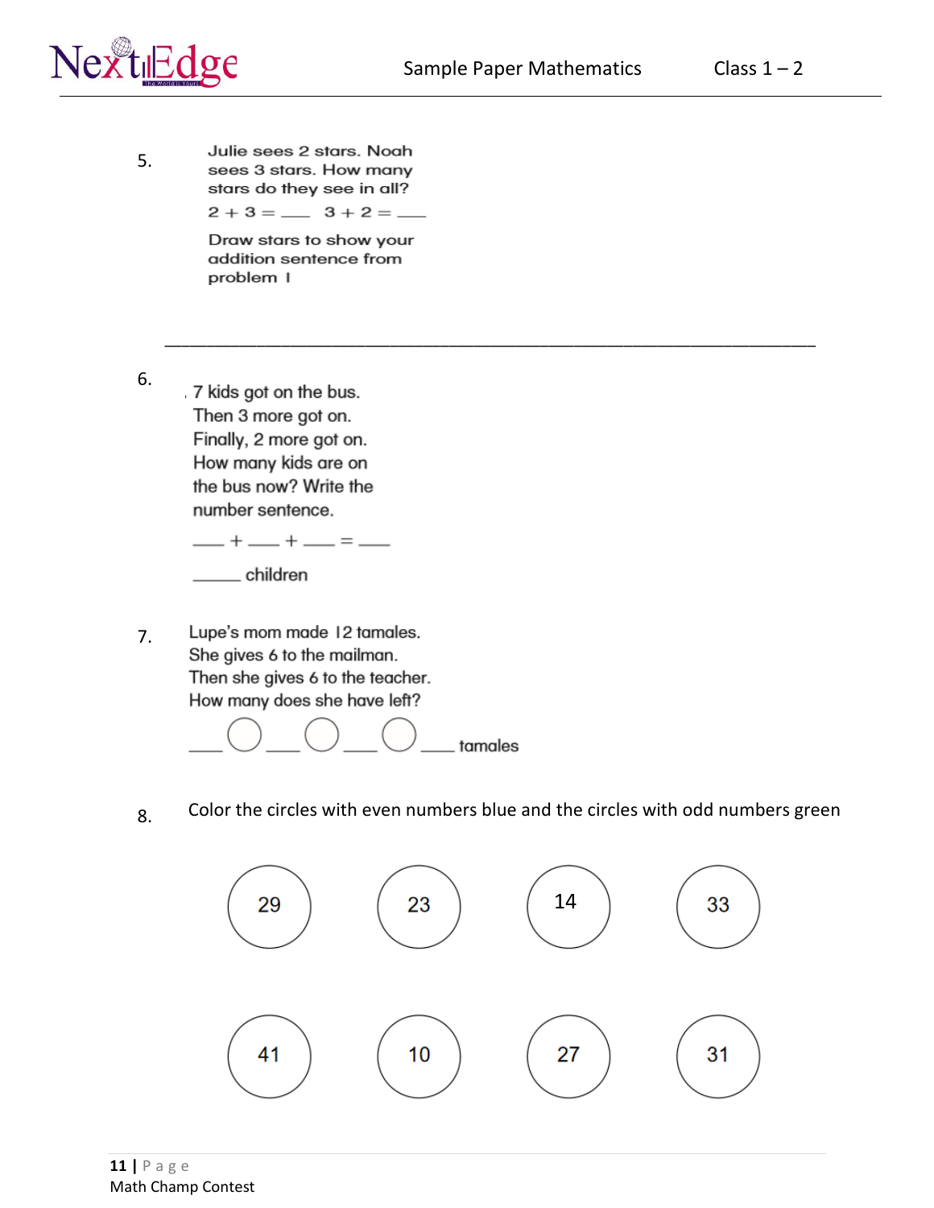5. Julie sees 2 stars. Noah sees 3 stars. How many stars do they see in all?

   $2 + 3 =$ ___ $3 + 2 =$ ___

   Draw stars to show your addition sentence from problem I

______________________________________________________________________

6. 7 kids got on the bus. Then 3 more got on. Finally, 2 more got on. How many kids are on the bus now? Write the number sentence.

   ___ + ___ + ___ = ___

   _____ children

7. Lupe's mom made 12 tamales. She gives 6 to the mailman. Then she gives 6 to the teacher. How many does she have left?

   ___ ◯ ___ ◯ ___ ◯ ___ tamales

8. Color the circles with even numbers blue and the circles with odd numbers green

   29 23 14 33

   41 10 27 31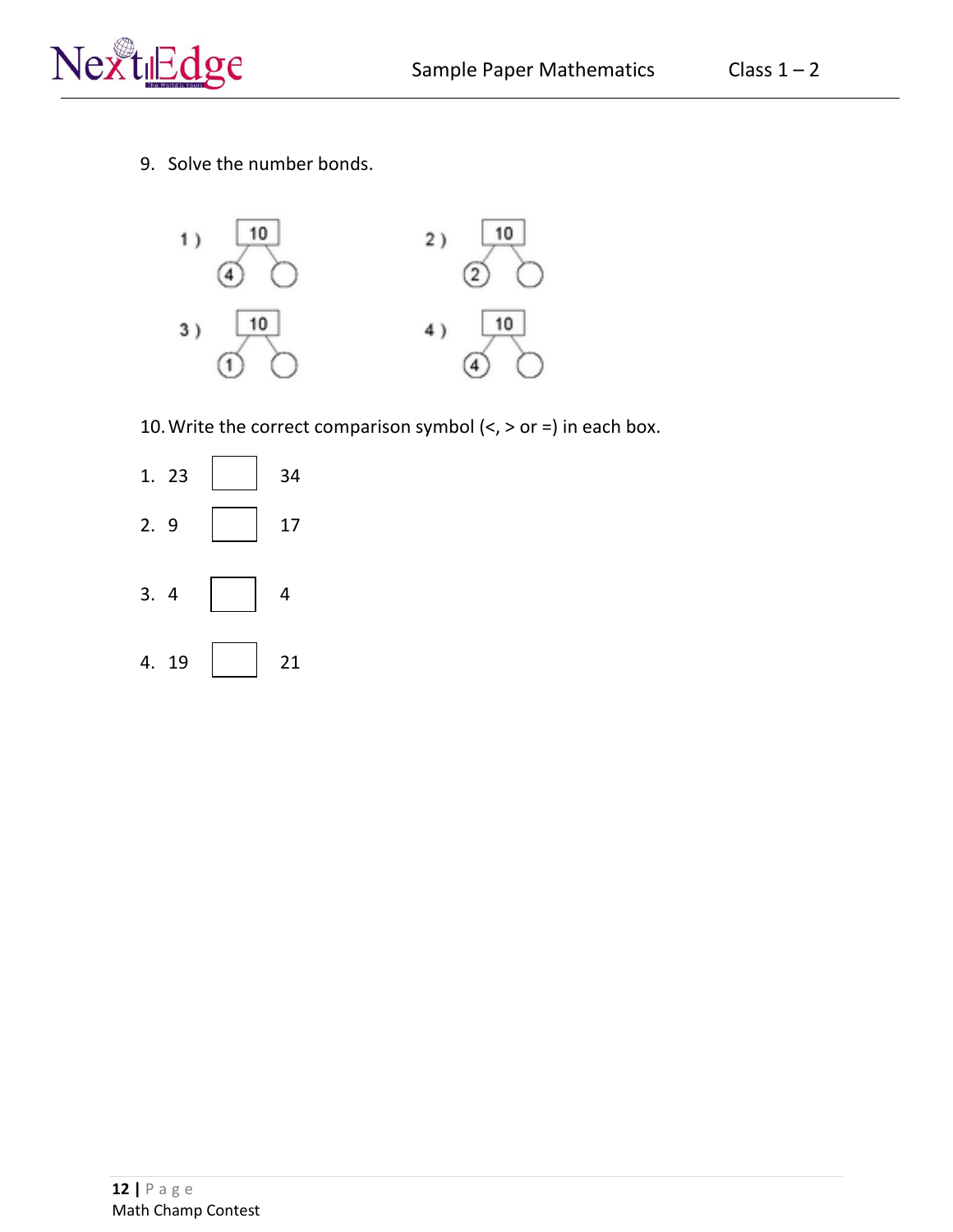9. Solve the number bonds.

1) 10 → 4, ◯

2) 10 → 2, ◯

3) 10 → 1, ◯

4) 10 → 4, ◯

10. Write the correct comparison symbol (<, > or =) in each box.

1. 23 ☐ 34
2. 9 ☐ 17
3. 4 ☐ 4
4. 19 ☐ 21